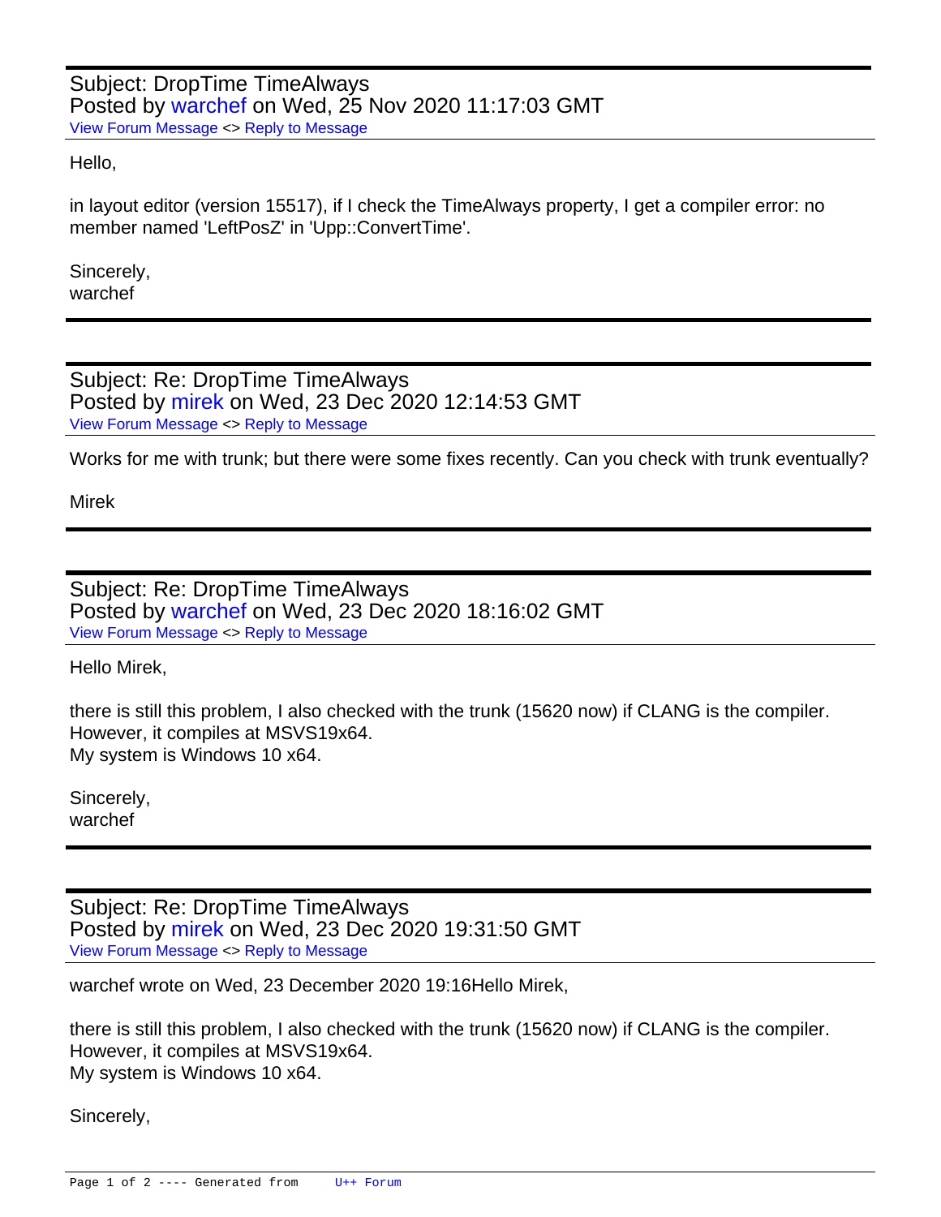Subject: DropTime TimeAlways
Posted by warchef on Wed, 25 Nov 2020 11:17:03 GMT
View Forum Message <> Reply to Message

Hello,

in layout editor (version 15517), if I check the TimeAlways property, I get a compiler error: no member named 'LeftPosZ' in 'Upp::ConvertTime'.

Sincerely,
warchef

---

Subject: Re: DropTime TimeAlways
Posted by mirek on Wed, 23 Dec 2020 12:14:53 GMT
View Forum Message <> Reply to Message

Works for me with trunk; but there were some fixes recently. Can you check with trunk eventually?

Mirek

---

Subject: Re: DropTime TimeAlways
Posted by warchef on Wed, 23 Dec 2020 18:16:02 GMT
View Forum Message <> Reply to Message

Hello Mirek,

there is still this problem, I also checked with the trunk (15620 now) if CLANG is the compiler.
However, it compiles at MSVS19x64.
My system is Windows 10 x64.

Sincerely,
warchef

---

Subject: Re: DropTime TimeAlways
Posted by mirek on Wed, 23 Dec 2020 19:31:50 GMT
View Forum Message <> Reply to Message

warchef wrote on Wed, 23 December 2020 19:16Hello Mirek,

there is still this problem, I also checked with the trunk (15620 now) if CLANG is the compiler.
However, it compiles at MSVS19x64.
My system is Windows 10 x64.

Sincerely,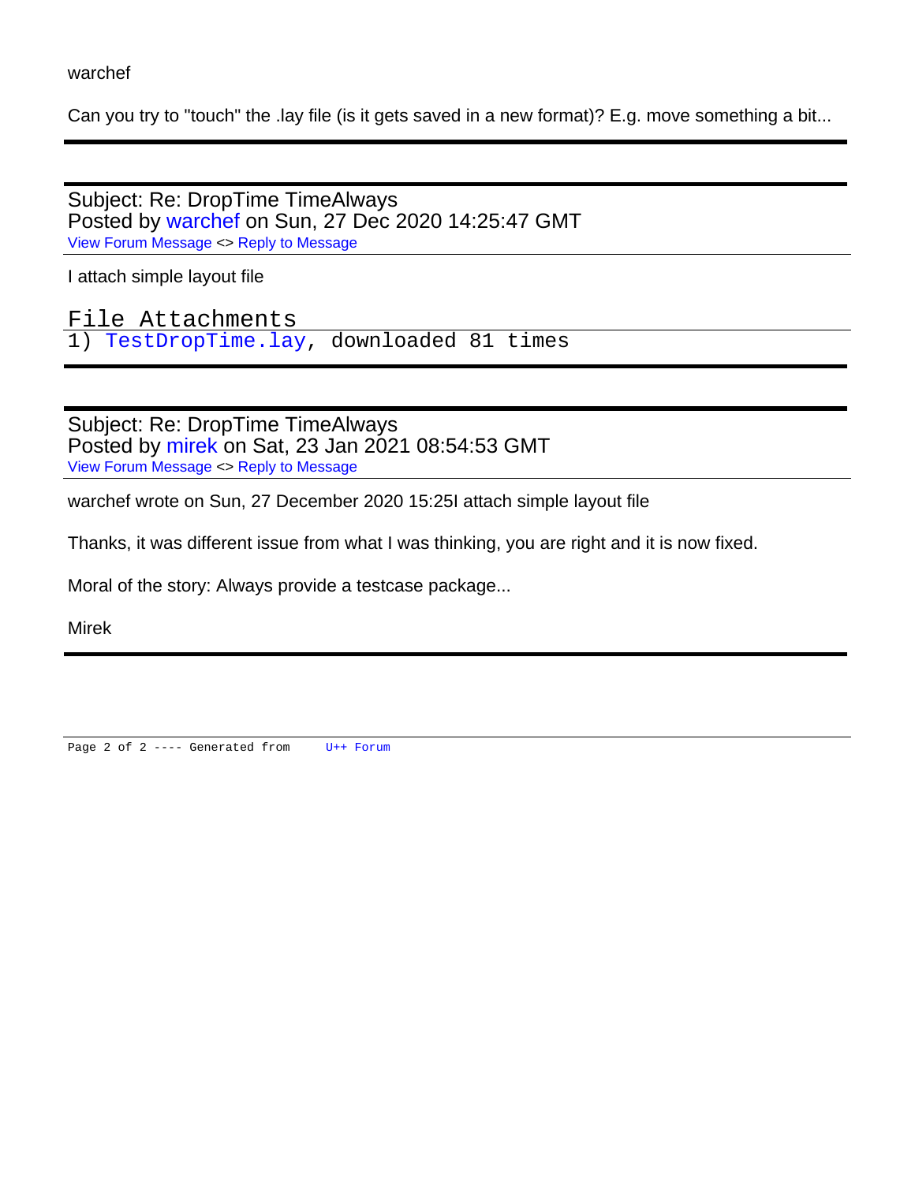warchef

Can you try to "touch" the .lay file (is it gets saved in a new format)? E.g. move something a bit...

---

Subject: Re: DropTime TimeAlways
Posted by warchef on Sun, 27 Dec 2020 14:25:47 GMT
View Forum Message <> Reply to Message

I attach simple layout file

File Attachments
1) TestDropTime.lay, downloaded 81 times

---

Subject: Re: DropTime TimeAlways
Posted by mirek on Sat, 23 Jan 2021 08:54:53 GMT
View Forum Message <> Reply to Message

warchef wrote on Sun, 27 December 2020 15:25I attach simple layout file

Thanks, it was different issue from what I was thinking, you are right and it is now fixed.

Moral of the story: Always provide a testcase package...

Mirek